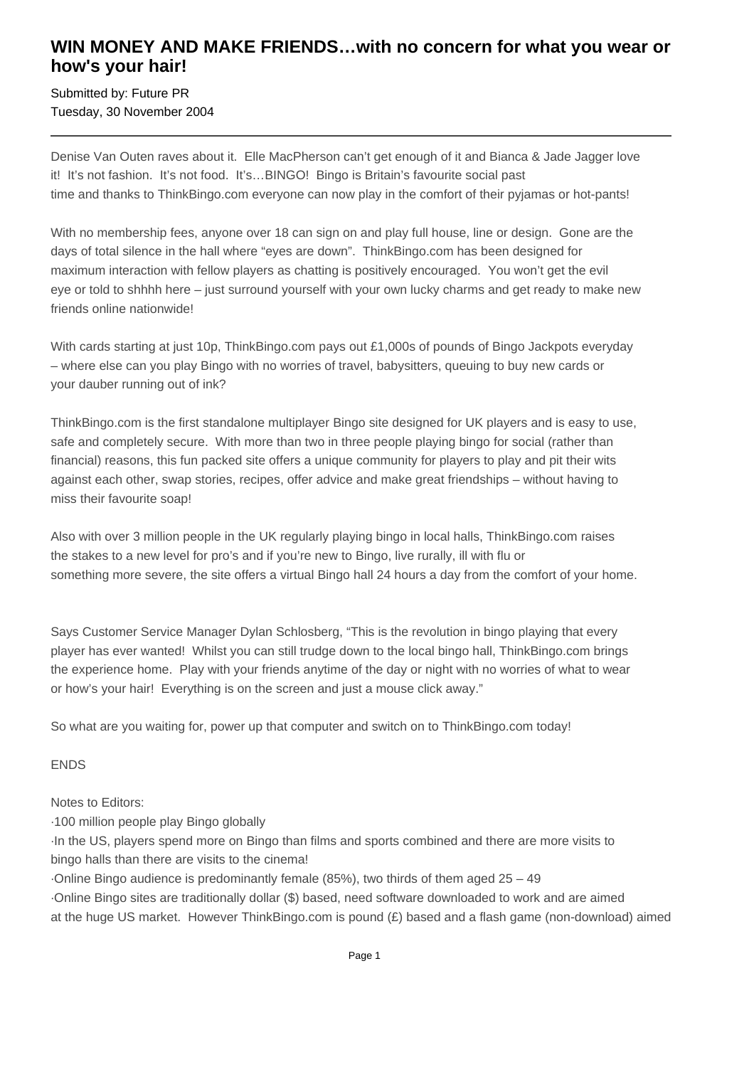# WIN MONEY AND MAKE FRIENDS…with no concern for what you wear or how's your hair!

Submitted by: Future PR
Tuesday, 30 November 2004

---

Denise Van Outen raves about it. Elle MacPherson can't get enough of it and Bianca & Jade Jagger love it! It's not fashion. It's not food. It's…BINGO! Bingo is Britain's favourite social past time and thanks to ThinkBingo.com everyone can now play in the comfort of their pyjamas or hot-pants!

With no membership fees, anyone over 18 can sign on and play full house, line or design. Gone are the days of total silence in the hall where "eyes are down". ThinkBingo.com has been designed for maximum interaction with fellow players as chatting is positively encouraged. You won't get the evil eye or told to shhhh here – just surround yourself with your own lucky charms and get ready to make new friends online nationwide!

With cards starting at just 10p, ThinkBingo.com pays out £1,000s of pounds of Bingo Jackpots everyday – where else can you play Bingo with no worries of travel, babysitters, queuing to buy new cards or your dauber running out of ink?

ThinkBingo.com is the first standalone multiplayer Bingo site designed for UK players and is easy to use, safe and completely secure. With more than two in three people playing bingo for social (rather than financial) reasons, this fun packed site offers a unique community for players to play and pit their wits against each other, swap stories, recipes, offer advice and make great friendships – without having to miss their favourite soap!

Also with over 3 million people in the UK regularly playing bingo in local halls, ThinkBingo.com raises the stakes to a new level for pro's and if you're new to Bingo, live rurally, ill with flu or something more severe, the site offers a virtual Bingo hall 24 hours a day from the comfort of your home.

Says Customer Service Manager Dylan Schlosberg, "This is the revolution in bingo playing that every player has ever wanted! Whilst you can still trudge down to the local bingo hall, ThinkBingo.com brings the experience home. Play with your friends anytime of the day or night with no worries of what to wear or how's your hair! Everything is on the screen and just a mouse click away."

So what are you waiting for, power up that computer and switch on to ThinkBingo.com today!

ENDS

Notes to Editors:

- 100 million people play Bingo globally
- In the US, players spend more on Bingo than films and sports combined and there are more visits to bingo halls than there are visits to the cinema!
- Online Bingo audience is predominantly female (85%), two thirds of them aged 25 – 49
- Online Bingo sites are traditionally dollar ($) based, need software downloaded to work and are aimed at the huge US market. However ThinkBingo.com is pound (£) based and a flash game (non-download) aimed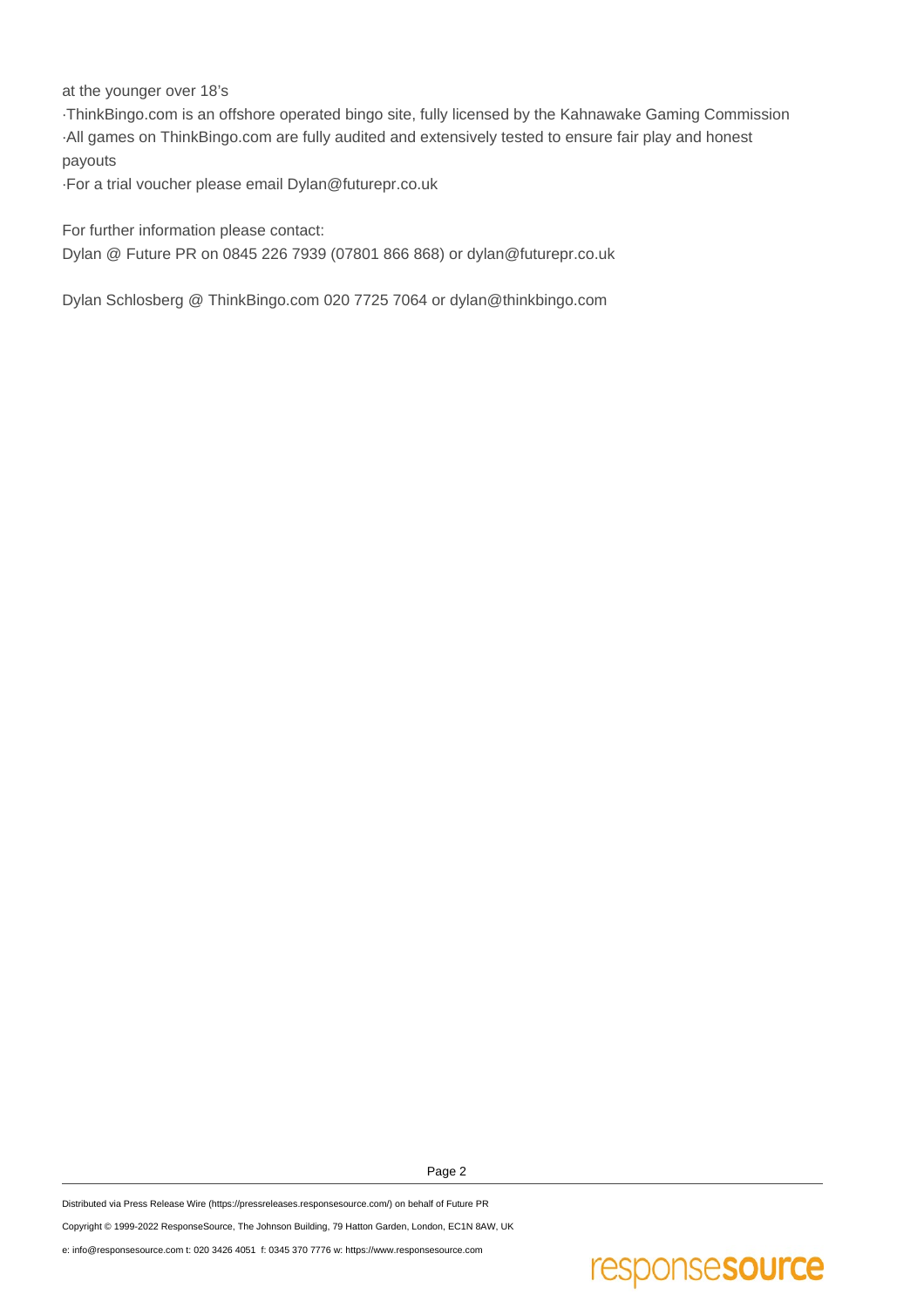at the younger over 18's

·ThinkBingo.com is an offshore operated bingo site, fully licensed by the Kahnawake Gaming Commission

·All games on ThinkBingo.com are fully audited and extensively tested to ensure fair play and honest payouts

·For a trial voucher please email Dylan@futurepr.co.uk

For further information please contact:

Dylan @ Future PR on 0845 226 7939 (07801 866 868) or dylan@futurepr.co.uk

Dylan Schlosberg @ ThinkBingo.com 020 7725 7064 or dylan@thinkbingo.com